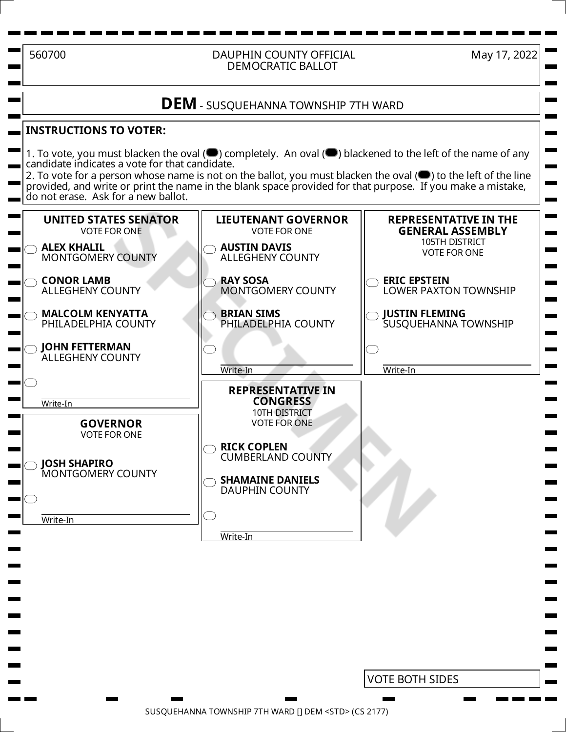560700

DAUPHIN COUNTY OFFICIAL
DEMOCRATIC BALLOT

May 17, 2022

# DEM - SUSQUEHANNA TOWNSHIP 7TH WARD

**INSTRUCTIONS TO VOTER:**

1. To vote, you must blacken the oval (⬬) completely. An oval (⬬) blackened to the left of the name of any candidate indicates a vote for that candidate.
2. To vote for a person whose name is not on the ballot, you must blacken the oval (⬬) to the left of the line provided, and write or print the name in the blank space provided for that purpose. If you make a mistake, do not erase. Ask for a new ballot.

## UNITED STATES SENATOR
VOTE FOR ONE

- ⬭ **ALEX KHALIL**
  MONTGOMERY COUNTY
- ⬭ **CONOR LAMB**
  ALLEGHENY COUNTY
- ⬭ **MALCOLM KENYATTA**
  PHILADELPHIA COUNTY
- ⬭ **JOHN FETTERMAN**
  ALLEGHENY COUNTY
- ⬭ ______________________
  Write-In

## GOVERNOR
VOTE FOR ONE

- ⬭ **JOSH SHAPIRO**
  MONTGOMERY COUNTY
- ⬭ ______________________
  Write-In

## LIEUTENANT GOVERNOR
VOTE FOR ONE

- ⬭ **AUSTIN DAVIS**
  ALLEGHENY COUNTY
- ⬭ **RAY SOSA**
  MONTGOMERY COUNTY
- ⬭ **BRIAN SIMS**
  PHILADELPHIA COUNTY
- ⬭ ______________________
  Write-In

## REPRESENTATIVE IN CONGRESS
10TH DISTRICT
VOTE FOR ONE

- ⬭ **RICK COPLEN**
  CUMBERLAND COUNTY
- ⬭ **SHAMAINE DANIELS**
  DAUPHIN COUNTY
- ⬭ ______________________
  Write-In

## REPRESENTATIVE IN THE GENERAL ASSEMBLY
105TH DISTRICT
VOTE FOR ONE

- ⬭ **ERIC EPSTEIN**
  LOWER PAXTON TOWNSHIP
- ⬭ **JUSTIN FLEMING**
  SUSQUEHANNA TOWNSHIP
- ⬭ ______________________
  Write-In

VOTE BOTH SIDES

SUSQUEHANNA TOWNSHIP 7TH WARD [] DEM <STD> (CS 2177)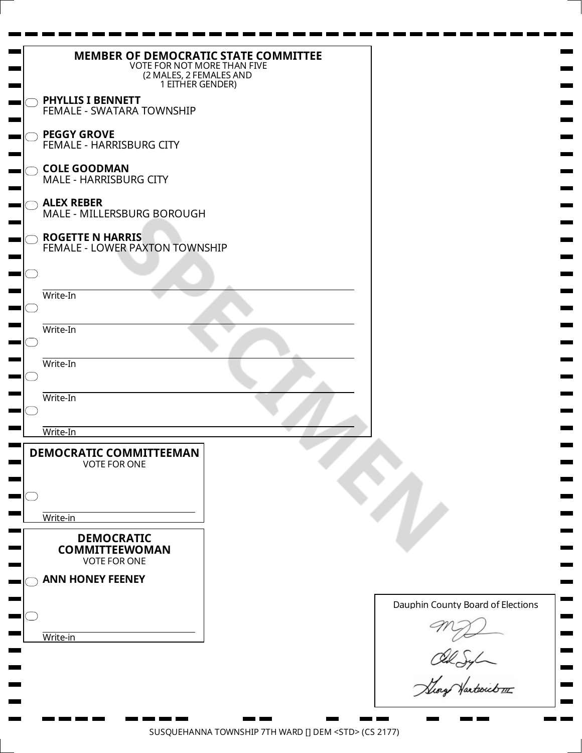## MEMBER OF DEMOCRATIC STATE COMMITTEE

VOTE FOR NOT MORE THAN FIVE
(2 MALES, 2 FEMALES AND
1 EITHER GENDER)

- ⬭ **PHYLLIS I BENNETT**
  FEMALE - SWATARA TOWNSHIP
- ⬭ **PEGGY GROVE**
  FEMALE - HARRISBURG CITY
- ⬭ **COLE GOODMAN**
  MALE - HARRISBURG CITY
- ⬭ **ALEX REBER**
  MALE - MILLERSBURG BOROUGH
- ⬭ **ROGETTE N HARRIS**
  FEMALE - LOWER PAXTON TOWNSHIP
- ⬭ ______________________ Write-In
- ⬭ ______________________ Write-In
- ⬭ ______________________ Write-In
- ⬭ ______________________ Write-In
- ⬭ ______________________ Write-In

## DEMOCRATIC COMMITTEEMAN

VOTE FOR ONE

- ⬭ ______________________ Write-in

## DEMOCRATIC COMMITTEEWOMAN

VOTE FOR ONE

- ⬭ **ANN HONEY FEENEY**
- ⬭ ______________________ Write-in

SPECIMEN

Dauphin County Board of Elections

SUSQUEHANNA TOWNSHIP 7TH WARD [] DEM <STD> (CS 2177)